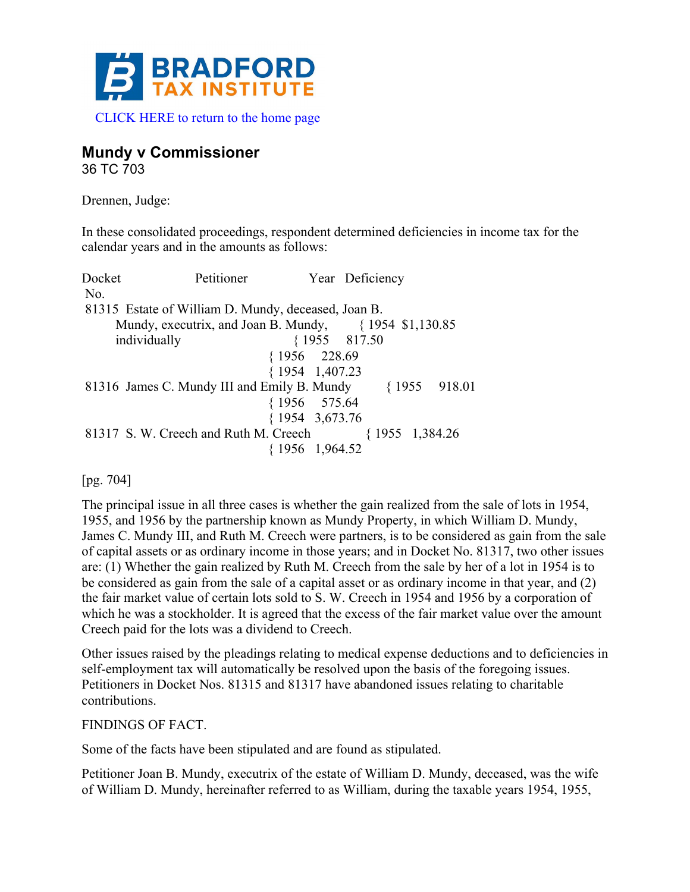BRADFORD TAX INSTITUTE

CLICK HERE to return to the home page

## Mundy v Commissioner

36 TC 703

Drennen, Judge:

In these consolidated proceedings, respondent determined deficiencies in income tax for the calendar years and in the amounts as follows:

| Docket No. | Petitioner | Year | Deficiency |
|---|---|---|---|
| 81315 | Estate of William D. Mundy, deceased, Joan B. Mundy, executrix, and Joan B. Mundy, individually | 1954 | $1,130.85 |
| | | 1955 | 817.50 |
| | | 1956 | 228.69 |
| 81316 | James C. Mundy III and Emily B. Mundy | 1954 | 1,407.23 |
| | | 1955 | 918.01 |
| | | 1956 | 575.64 |
| 81317 | S. W. Creech and Ruth M. Creech | 1954 | 3,673.76 |
| | | 1955 | 1,384.26 |
| | | 1956 | 1,964.52 |

[pg. 704]

The principal issue in all three cases is whether the gain realized from the sale of lots in 1954, 1955, and 1956 by the partnership known as Mundy Property, in which William D. Mundy, James C. Mundy III, and Ruth M. Creech were partners, is to be considered as gain from the sale of capital assets or as ordinary income in those years; and in Docket No. 81317, two other issues are: (1) Whether the gain realized by Ruth M. Creech from the sale by her of a lot in 1954 is to be considered as gain from the sale of a capital asset or as ordinary income in that year, and (2) the fair market value of certain lots sold to S. W. Creech in 1954 and 1956 by a corporation of which he was a stockholder. It is agreed that the excess of the fair market value over the amount Creech paid for the lots was a dividend to Creech.

Other issues raised by the pleadings relating to medical expense deductions and to deficiencies in self-employment tax will automatically be resolved upon the basis of the foregoing issues. Petitioners in Docket Nos. 81315 and 81317 have abandoned issues relating to charitable contributions.

FINDINGS OF FACT.

Some of the facts have been stipulated and are found as stipulated.

Petitioner Joan B. Mundy, executrix of the estate of William D. Mundy, deceased, was the wife of William D. Mundy, hereinafter referred to as William, during the taxable years 1954, 1955,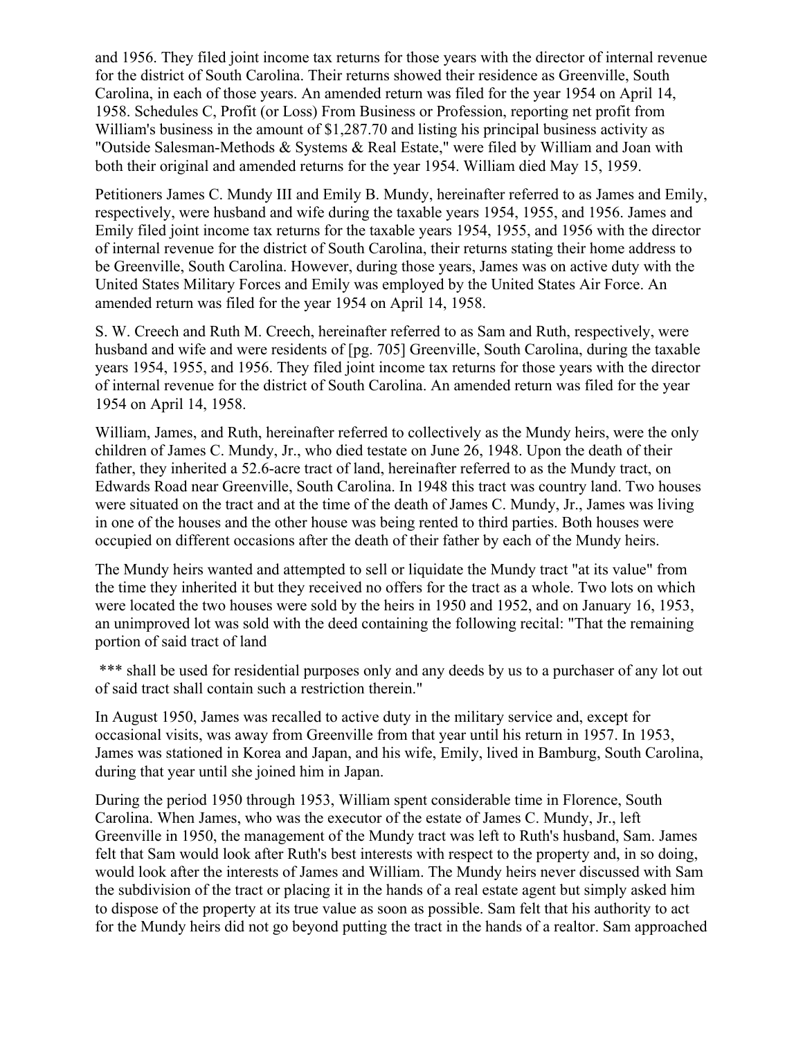and 1956. They filed joint income tax returns for those years with the director of internal revenue for the district of South Carolina. Their returns showed their residence as Greenville, South Carolina, in each of those years. An amended return was filed for the year 1954 on April 14, 1958. Schedules C, Profit (or Loss) From Business or Profession, reporting net profit from William's business in the amount of $1,287.70 and listing his principal business activity as "Outside Salesman-Methods & Systems & Real Estate," were filed by William and Joan with both their original and amended returns for the year 1954. William died May 15, 1959.

Petitioners James C. Mundy III and Emily B. Mundy, hereinafter referred to as James and Emily, respectively, were husband and wife during the taxable years 1954, 1955, and 1956. James and Emily filed joint income tax returns for the taxable years 1954, 1955, and 1956 with the director of internal revenue for the district of South Carolina, their returns stating their home address to be Greenville, South Carolina. However, during those years, James was on active duty with the United States Military Forces and Emily was employed by the United States Air Force. An amended return was filed for the year 1954 on April 14, 1958.

S. W. Creech and Ruth M. Creech, hereinafter referred to as Sam and Ruth, respectively, were husband and wife and were residents of [pg. 705] Greenville, South Carolina, during the taxable years 1954, 1955, and 1956. They filed joint income tax returns for those years with the director of internal revenue for the district of South Carolina. An amended return was filed for the year 1954 on April 14, 1958.

William, James, and Ruth, hereinafter referred to collectively as the Mundy heirs, were the only children of James C. Mundy, Jr., who died testate on June 26, 1948. Upon the death of their father, they inherited a 52.6-acre tract of land, hereinafter referred to as the Mundy tract, on Edwards Road near Greenville, South Carolina. In 1948 this tract was country land. Two houses were situated on the tract and at the time of the death of James C. Mundy, Jr., James was living in one of the houses and the other house was being rented to third parties. Both houses were occupied on different occasions after the death of their father by each of the Mundy heirs.

The Mundy heirs wanted and attempted to sell or liquidate the Mundy tract "at its value" from the time they inherited it but they received no offers for the tract as a whole. Two lots on which were located the two houses were sold by the heirs in 1950 and 1952, and on January 16, 1953, an unimproved lot was sold with the deed containing the following recital: "That the remaining portion of said tract of land

*** shall be used for residential purposes only and any deeds by us to a purchaser of any lot out of said tract shall contain such a restriction therein."

In August 1950, James was recalled to active duty in the military service and, except for occasional visits, was away from Greenville from that year until his return in 1957. In 1953, James was stationed in Korea and Japan, and his wife, Emily, lived in Bamburg, South Carolina, during that year until she joined him in Japan.

During the period 1950 through 1953, William spent considerable time in Florence, South Carolina. When James, who was the executor of the estate of James C. Mundy, Jr., left Greenville in 1950, the management of the Mundy tract was left to Ruth's husband, Sam. James felt that Sam would look after Ruth's best interests with respect to the property and, in so doing, would look after the interests of James and William. The Mundy heirs never discussed with Sam the subdivision of the tract or placing it in the hands of a real estate agent but simply asked him to dispose of the property at its true value as soon as possible. Sam felt that his authority to act for the Mundy heirs did not go beyond putting the tract in the hands of a realtor. Sam approached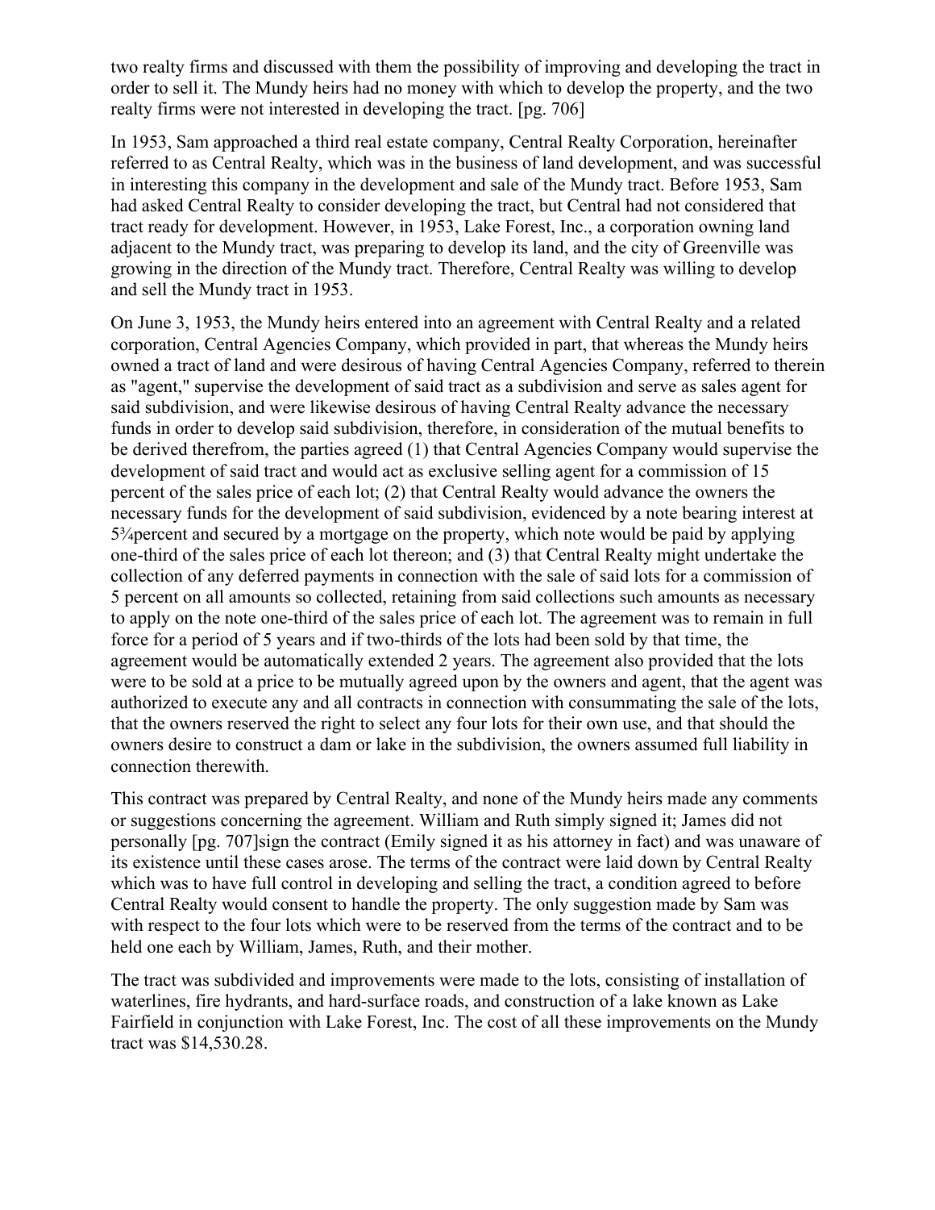two realty firms and discussed with them the possibility of improving and developing the tract in order to sell it. The Mundy heirs had no money with which to develop the property, and the two realty firms were not interested in developing the tract. [pg. 706]

In 1953, Sam approached a third real estate company, Central Realty Corporation, hereinafter referred to as Central Realty, which was in the business of land development, and was successful in interesting this company in the development and sale of the Mundy tract. Before 1953, Sam had asked Central Realty to consider developing the tract, but Central had not considered that tract ready for development. However, in 1953, Lake Forest, Inc., a corporation owning land adjacent to the Mundy tract, was preparing to develop its land, and the city of Greenville was growing in the direction of the Mundy tract. Therefore, Central Realty was willing to develop and sell the Mundy tract in 1953.

On June 3, 1953, the Mundy heirs entered into an agreement with Central Realty and a related corporation, Central Agencies Company, which provided in part, that whereas the Mundy heirs owned a tract of land and were desirous of having Central Agencies Company, referred to therein as "agent," supervise the development of said tract as a subdivision and serve as sales agent for said subdivision, and were likewise desirous of having Central Realty advance the necessary funds in order to develop said subdivision, therefore, in consideration of the mutual benefits to be derived therefrom, the parties agreed (1) that Central Agencies Company would supervise the development of said tract and would act as exclusive selling agent for a commission of 15 percent of the sales price of each lot; (2) that Central Realty would advance the owners the necessary funds for the development of said subdivision, evidenced by a note bearing interest at 5¾percent and secured by a mortgage on the property, which note would be paid by applying one-third of the sales price of each lot thereon; and (3) that Central Realty might undertake the collection of any deferred payments in connection with the sale of said lots for a commission of 5 percent on all amounts so collected, retaining from said collections such amounts as necessary to apply on the note one-third of the sales price of each lot. The agreement was to remain in full force for a period of 5 years and if two-thirds of the lots had been sold by that time, the agreement would be automatically extended 2 years. The agreement also provided that the lots were to be sold at a price to be mutually agreed upon by the owners and agent, that the agent was authorized to execute any and all contracts in connection with consummating the sale of the lots, that the owners reserved the right to select any four lots for their own use, and that should the owners desire to construct a dam or lake in the subdivision, the owners assumed full liability in connection therewith.

This contract was prepared by Central Realty, and none of the Mundy heirs made any comments or suggestions concerning the agreement. William and Ruth simply signed it; James did not personally [pg. 707]sign the contract (Emily signed it as his attorney in fact) and was unaware of its existence until these cases arose. The terms of the contract were laid down by Central Realty which was to have full control in developing and selling the tract, a condition agreed to before Central Realty would consent to handle the property. The only suggestion made by Sam was with respect to the four lots which were to be reserved from the terms of the contract and to be held one each by William, James, Ruth, and their mother.

The tract was subdivided and improvements were made to the lots, consisting of installation of waterlines, fire hydrants, and hard-surface roads, and construction of a lake known as Lake Fairfield in conjunction with Lake Forest, Inc. The cost of all these improvements on the Mundy tract was $14,530.28.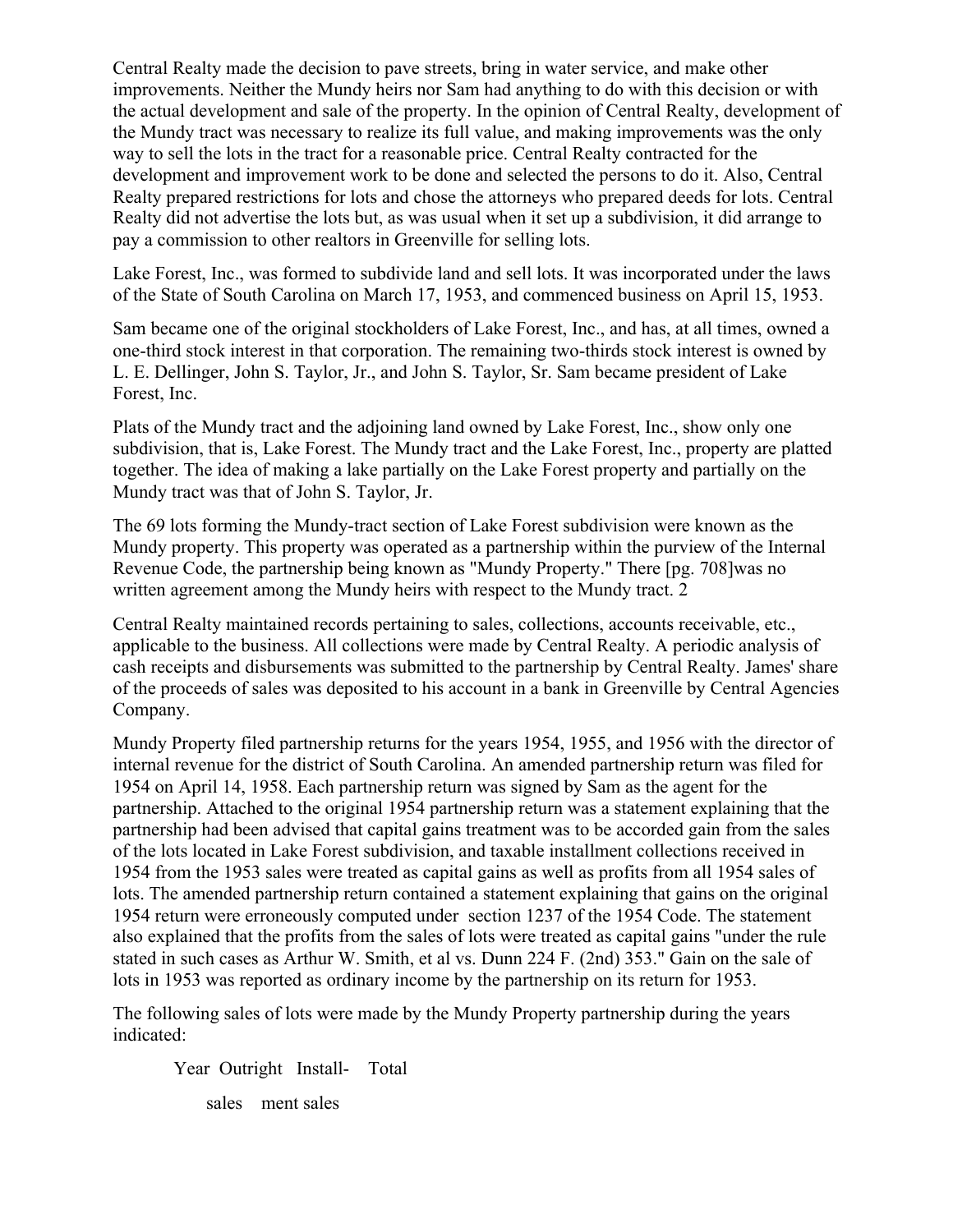Central Realty made the decision to pave streets, bring in water service, and make other improvements. Neither the Mundy heirs nor Sam had anything to do with this decision or with the actual development and sale of the property. In the opinion of Central Realty, development of the Mundy tract was necessary to realize its full value, and making improvements was the only way to sell the lots in the tract for a reasonable price. Central Realty contracted for the development and improvement work to be done and selected the persons to do it. Also, Central Realty prepared restrictions for lots and chose the attorneys who prepared deeds for lots. Central Realty did not advertise the lots but, as was usual when it set up a subdivision, it did arrange to pay a commission to other realtors in Greenville for selling lots.

Lake Forest, Inc., was formed to subdivide land and sell lots. It was incorporated under the laws of the State of South Carolina on March 17, 1953, and commenced business on April 15, 1953.

Sam became one of the original stockholders of Lake Forest, Inc., and has, at all times, owned a one-third stock interest in that corporation. The remaining two-thirds stock interest is owned by L. E. Dellinger, John S. Taylor, Jr., and John S. Taylor, Sr. Sam became president of Lake Forest, Inc.

Plats of the Mundy tract and the adjoining land owned by Lake Forest, Inc., show only one subdivision, that is, Lake Forest. The Mundy tract and the Lake Forest, Inc., property are platted together. The idea of making a lake partially on the Lake Forest property and partially on the Mundy tract was that of John S. Taylor, Jr.

The 69 lots forming the Mundy-tract section of Lake Forest subdivision were known as the Mundy property. This property was operated as a partnership within the purview of the Internal Revenue Code, the partnership being known as "Mundy Property." There [pg. 708]was no written agreement among the Mundy heirs with respect to the Mundy tract. 2

Central Realty maintained records pertaining to sales, collections, accounts receivable, etc., applicable to the business. All collections were made by Central Realty. A periodic analysis of cash receipts and disbursements was submitted to the partnership by Central Realty. James' share of the proceeds of sales was deposited to his account in a bank in Greenville by Central Agencies Company.

Mundy Property filed partnership returns for the years 1954, 1955, and 1956 with the director of internal revenue for the district of South Carolina. An amended partnership return was filed for 1954 on April 14, 1958. Each partnership return was signed by Sam as the agent for the partnership. Attached to the original 1954 partnership return was a statement explaining that the partnership had been advised that capital gains treatment was to be accorded gain from the sales of the lots located in Lake Forest subdivision, and taxable installment collections received in 1954 from the 1953 sales were treated as capital gains as well as profits from all 1954 sales of lots. The amended partnership return contained a statement explaining that gains on the original 1954 return were erroneously computed under section 1237 of the 1954 Code. The statement also explained that the profits from the sales of lots were treated as capital gains "under the rule stated in such cases as Arthur W. Smith, et al vs. Dunn 224 F. (2nd) 353." Gain on the sale of lots in 1953 was reported as ordinary income by the partnership on its return for 1953.

The following sales of lots were made by the Mundy Property partnership during the years indicated:

| Year | Outright sales | Installment sales | Total |
|---|---|---|---|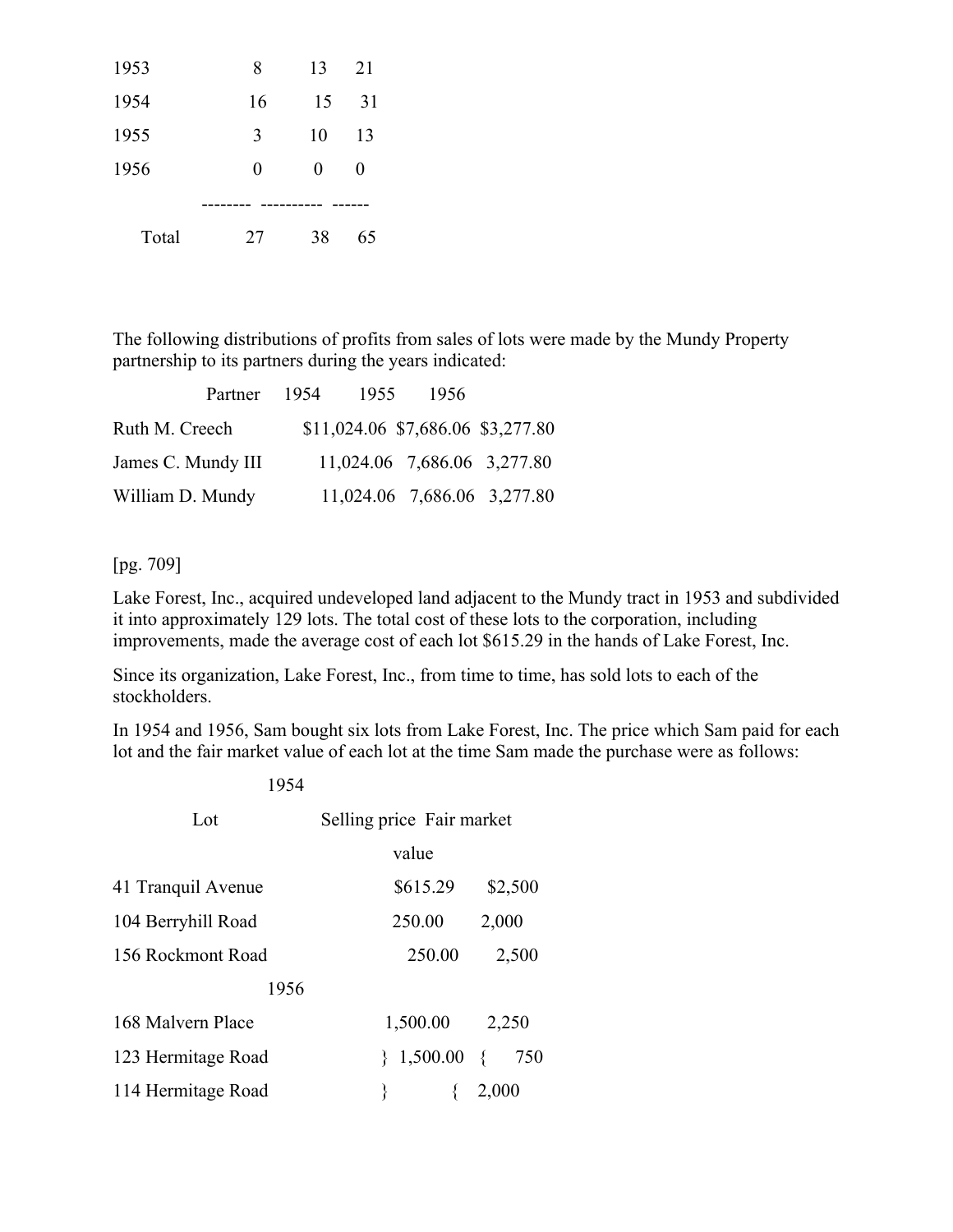| | | | |
|---|---|---|---|
| 1953 | 8 | 13 | 21 |
| 1954 | 16 | 15 | 31 |
| 1955 | 3 | 10 | 13 |
| 1956 | 0 | 0 | 0 |
| Total | 27 | 38 | 65 |

The following distributions of profits from sales of lots were made by the Mundy Property partnership to its partners during the years indicated:

| Partner | 1954 | 1955 | 1956 |
|---|---|---|---|
| Ruth M. Creech | $11,024.06 | $7,686.06 | $3,277.80 |
| James C. Mundy III | 11,024.06 | 7,686.06 | 3,277.80 |
| William D. Mundy | 11,024.06 | 7,686.06 | 3,277.80 |

[pg. 709]

Lake Forest, Inc., acquired undeveloped land adjacent to the Mundy tract in 1953 and subdivided it into approximately 129 lots. The total cost of these lots to the corporation, including improvements, made the average cost of each lot $615.29 in the hands of Lake Forest, Inc.

Since its organization, Lake Forest, Inc., from time to time, has sold lots to each of the stockholders.

In 1954 and 1956, Sam bought six lots from Lake Forest, Inc. The price which Sam paid for each lot and the fair market value of each lot at the time Sam made the purchase were as follows:

| Lot | Selling price | Fair market value |
|---|---|---|
| **1954** | | |
| 41 Tranquil Avenue | $615.29 | $2,500 |
| 104 Berryhill Road | 250.00 | 2,000 |
| 156 Rockmont Road | 250.00 | 2,500 |
| **1956** | | |
| 168 Malvern Place | 1,500.00 | 2,250 |
| 123 Hermitage Road | } 1,500.00 | { 750 |
| 114 Hermitage Road | } | { 2,000 |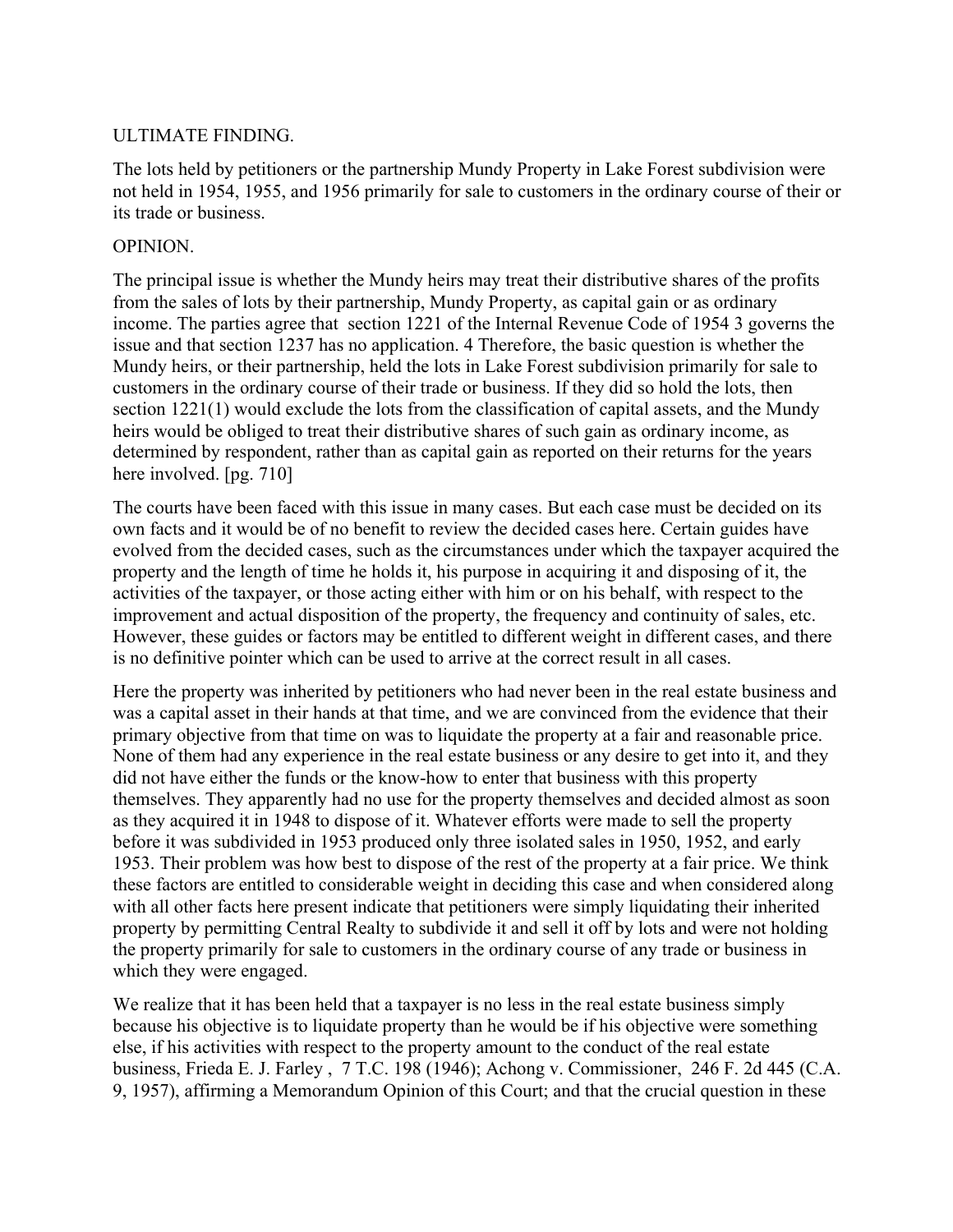ULTIMATE FINDING.

The lots held by petitioners or the partnership Mundy Property in Lake Forest subdivision were not held in 1954, 1955, and 1956 primarily for sale to customers in the ordinary course of their or its trade or business.

OPINION.

The principal issue is whether the Mundy heirs may treat their distributive shares of the profits from the sales of lots by their partnership, Mundy Property, as capital gain or as ordinary income. The parties agree that section 1221 of the Internal Revenue Code of 1954 3 governs the issue and that section 1237 has no application. 4 Therefore, the basic question is whether the Mundy heirs, or their partnership, held the lots in Lake Forest subdivision primarily for sale to customers in the ordinary course of their trade or business. If they did so hold the lots, then section 1221(1) would exclude the lots from the classification of capital assets, and the Mundy heirs would be obliged to treat their distributive shares of such gain as ordinary income, as determined by respondent, rather than as capital gain as reported on their returns for the years here involved. [pg. 710]

The courts have been faced with this issue in many cases. But each case must be decided on its own facts and it would be of no benefit to review the decided cases here. Certain guides have evolved from the decided cases, such as the circumstances under which the taxpayer acquired the property and the length of time he holds it, his purpose in acquiring it and disposing of it, the activities of the taxpayer, or those acting either with him or on his behalf, with respect to the improvement and actual disposition of the property, the frequency and continuity of sales, etc. However, these guides or factors may be entitled to different weight in different cases, and there is no definitive pointer which can be used to arrive at the correct result in all cases.

Here the property was inherited by petitioners who had never been in the real estate business and was a capital asset in their hands at that time, and we are convinced from the evidence that their primary objective from that time on was to liquidate the property at a fair and reasonable price. None of them had any experience in the real estate business or any desire to get into it, and they did not have either the funds or the know-how to enter that business with this property themselves. They apparently had no use for the property themselves and decided almost as soon as they acquired it in 1948 to dispose of it. Whatever efforts were made to sell the property before it was subdivided in 1953 produced only three isolated sales in 1950, 1952, and early 1953. Their problem was how best to dispose of the rest of the property at a fair price. We think these factors are entitled to considerable weight in deciding this case and when considered along with all other facts here present indicate that petitioners were simply liquidating their inherited property by permitting Central Realty to subdivide it and sell it off by lots and were not holding the property primarily for sale to customers in the ordinary course of any trade or business in which they were engaged.

We realize that it has been held that a taxpayer is no less in the real estate business simply because his objective is to liquidate property than he would be if his objective were something else, if his activities with respect to the property amount to the conduct of the real estate business, Frieda E. J. Farley , 7 T.C. 198 (1946); Achong v. Commissioner, 246 F. 2d 445 (C.A. 9, 1957), affirming a Memorandum Opinion of this Court; and that the crucial question in these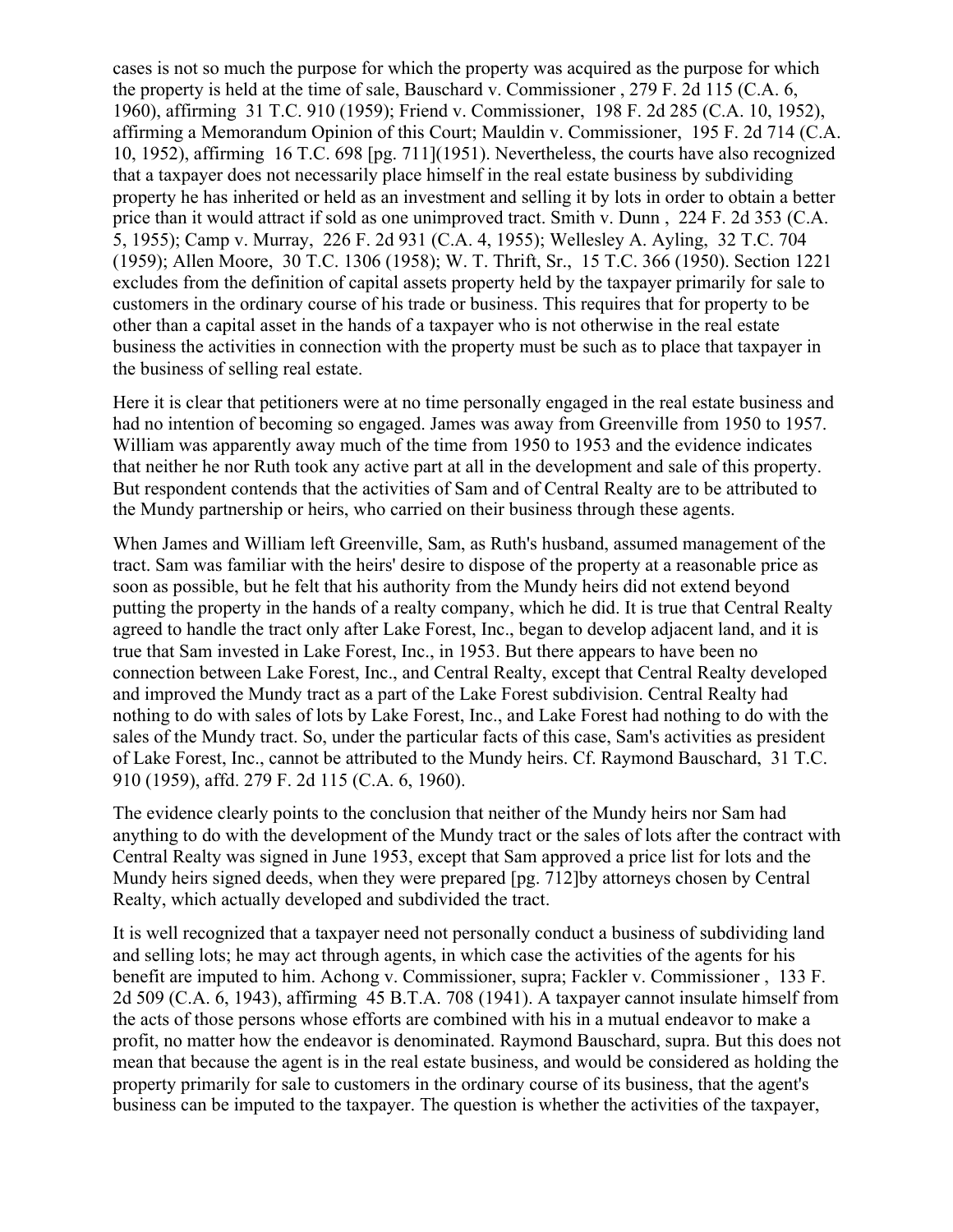cases is not so much the purpose for which the property was acquired as the purpose for which the property is held at the time of sale, Bauschard v. Commissioner , 279 F. 2d 115 (C.A. 6, 1960), affirming 31 T.C. 910 (1959); Friend v. Commissioner, 198 F. 2d 285 (C.A. 10, 1952), affirming a Memorandum Opinion of this Court; Mauldin v. Commissioner, 195 F. 2d 714 (C.A. 10, 1952), affirming 16 T.C. 698 [pg. 711](1951). Nevertheless, the courts have also recognized that a taxpayer does not necessarily place himself in the real estate business by subdividing property he has inherited or held as an investment and selling it by lots in order to obtain a better price than it would attract if sold as one unimproved tract. Smith v. Dunn , 224 F. 2d 353 (C.A. 5, 1955); Camp v. Murray, 226 F. 2d 931 (C.A. 4, 1955); Wellesley A. Ayling, 32 T.C. 704 (1959); Allen Moore, 30 T.C. 1306 (1958); W. T. Thrift, Sr., 15 T.C. 366 (1950). Section 1221 excludes from the definition of capital assets property held by the taxpayer primarily for sale to customers in the ordinary course of his trade or business. This requires that for property to be other than a capital asset in the hands of a taxpayer who is not otherwise in the real estate business the activities in connection with the property must be such as to place that taxpayer in the business of selling real estate.

Here it is clear that petitioners were at no time personally engaged in the real estate business and had no intention of becoming so engaged. James was away from Greenville from 1950 to 1957. William was apparently away much of the time from 1950 to 1953 and the evidence indicates that neither he nor Ruth took any active part at all in the development and sale of this property. But respondent contends that the activities of Sam and of Central Realty are to be attributed to the Mundy partnership or heirs, who carried on their business through these agents.

When James and William left Greenville, Sam, as Ruth's husband, assumed management of the tract. Sam was familiar with the heirs' desire to dispose of the property at a reasonable price as soon as possible, but he felt that his authority from the Mundy heirs did not extend beyond putting the property in the hands of a realty company, which he did. It is true that Central Realty agreed to handle the tract only after Lake Forest, Inc., began to develop adjacent land, and it is true that Sam invested in Lake Forest, Inc., in 1953. But there appears to have been no connection between Lake Forest, Inc., and Central Realty, except that Central Realty developed and improved the Mundy tract as a part of the Lake Forest subdivision. Central Realty had nothing to do with sales of lots by Lake Forest, Inc., and Lake Forest had nothing to do with the sales of the Mundy tract. So, under the particular facts of this case, Sam's activities as president of Lake Forest, Inc., cannot be attributed to the Mundy heirs. Cf. Raymond Bauschard, 31 T.C. 910 (1959), affd. 279 F. 2d 115 (C.A. 6, 1960).

The evidence clearly points to the conclusion that neither of the Mundy heirs nor Sam had anything to do with the development of the Mundy tract or the sales of lots after the contract with Central Realty was signed in June 1953, except that Sam approved a price list for lots and the Mundy heirs signed deeds, when they were prepared [pg. 712]by attorneys chosen by Central Realty, which actually developed and subdivided the tract.

It is well recognized that a taxpayer need not personally conduct a business of subdividing land and selling lots; he may act through agents, in which case the activities of the agents for his benefit are imputed to him. Achong v. Commissioner, supra; Fackler v. Commissioner , 133 F. 2d 509 (C.A. 6, 1943), affirming 45 B.T.A. 708 (1941). A taxpayer cannot insulate himself from the acts of those persons whose efforts are combined with his in a mutual endeavor to make a profit, no matter how the endeavor is denominated. Raymond Bauschard, supra. But this does not mean that because the agent is in the real estate business, and would be considered as holding the property primarily for sale to customers in the ordinary course of its business, that the agent's business can be imputed to the taxpayer. The question is whether the activities of the taxpayer,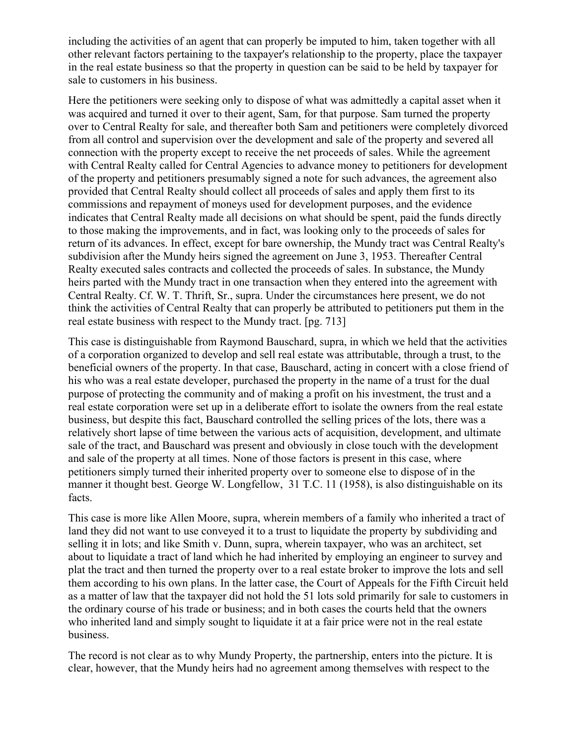including the activities of an agent that can properly be imputed to him, taken together with all other relevant factors pertaining to the taxpayer's relationship to the property, place the taxpayer in the real estate business so that the property in question can be said to be held by taxpayer for sale to customers in his business.

Here the petitioners were seeking only to dispose of what was admittedly a capital asset when it was acquired and turned it over to their agent, Sam, for that purpose. Sam turned the property over to Central Realty for sale, and thereafter both Sam and petitioners were completely divorced from all control and supervision over the development and sale of the property and severed all connection with the property except to receive the net proceeds of sales. While the agreement with Central Realty called for Central Agencies to advance money to petitioners for development of the property and petitioners presumably signed a note for such advances, the agreement also provided that Central Realty should collect all proceeds of sales and apply them first to its commissions and repayment of moneys used for development purposes, and the evidence indicates that Central Realty made all decisions on what should be spent, paid the funds directly to those making the improvements, and in fact, was looking only to the proceeds of sales for return of its advances. In effect, except for bare ownership, the Mundy tract was Central Realty's subdivision after the Mundy heirs signed the agreement on June 3, 1953. Thereafter Central Realty executed sales contracts and collected the proceeds of sales. In substance, the Mundy heirs parted with the Mundy tract in one transaction when they entered into the agreement with Central Realty. Cf. W. T. Thrift, Sr., supra. Under the circumstances here present, we do not think the activities of Central Realty that can properly be attributed to petitioners put them in the real estate business with respect to the Mundy tract. [pg. 713]

This case is distinguishable from Raymond Bauschard, supra, in which we held that the activities of a corporation organized to develop and sell real estate was attributable, through a trust, to the beneficial owners of the property. In that case, Bauschard, acting in concert with a close friend of his who was a real estate developer, purchased the property in the name of a trust for the dual purpose of protecting the community and of making a profit on his investment, the trust and a real estate corporation were set up in a deliberate effort to isolate the owners from the real estate business, but despite this fact, Bauschard controlled the selling prices of the lots, there was a relatively short lapse of time between the various acts of acquisition, development, and ultimate sale of the tract, and Bauschard was present and obviously in close touch with the development and sale of the property at all times. None of those factors is present in this case, where petitioners simply turned their inherited property over to someone else to dispose of in the manner it thought best. George W. Longfellow, 31 T.C. 11 (1958), is also distinguishable on its facts.

This case is more like Allen Moore, supra, wherein members of a family who inherited a tract of land they did not want to use conveyed it to a trust to liquidate the property by subdividing and selling it in lots; and like Smith v. Dunn, supra, wherein taxpayer, who was an architect, set about to liquidate a tract of land which he had inherited by employing an engineer to survey and plat the tract and then turned the property over to a real estate broker to improve the lots and sell them according to his own plans. In the latter case, the Court of Appeals for the Fifth Circuit held as a matter of law that the taxpayer did not hold the 51 lots sold primarily for sale to customers in the ordinary course of his trade or business; and in both cases the courts held that the owners who inherited land and simply sought to liquidate it at a fair price were not in the real estate business.

The record is not clear as to why Mundy Property, the partnership, enters into the picture. It is clear, however, that the Mundy heirs had no agreement among themselves with respect to the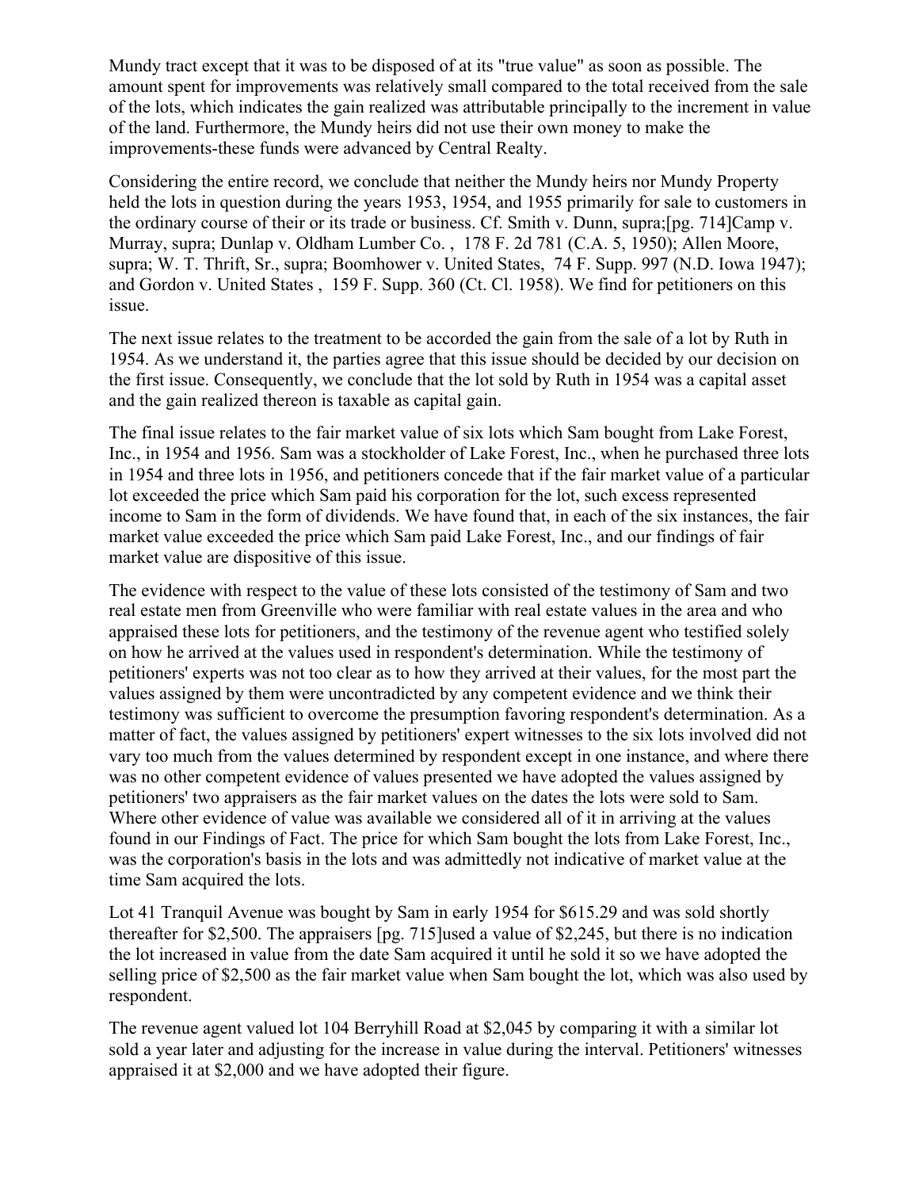Mundy tract except that it was to be disposed of at its "true value" as soon as possible. The amount spent for improvements was relatively small compared to the total received from the sale of the lots, which indicates the gain realized was attributable principally to the increment in value of the land. Furthermore, the Mundy heirs did not use their own money to make the improvements-these funds were advanced by Central Realty.

Considering the entire record, we conclude that neither the Mundy heirs nor Mundy Property held the lots in question during the years 1953, 1954, and 1955 primarily for sale to customers in the ordinary course of their or its trade or business. Cf. Smith v. Dunn, supra;[pg. 714]Camp v. Murray, supra; Dunlap v. Oldham Lumber Co. , 178 F. 2d 781 (C.A. 5, 1950); Allen Moore, supra; W. T. Thrift, Sr., supra; Boomhower v. United States, 74 F. Supp. 997 (N.D. Iowa 1947); and Gordon v. United States , 159 F. Supp. 360 (Ct. Cl. 1958). We find for petitioners on this issue.

The next issue relates to the treatment to be accorded the gain from the sale of a lot by Ruth in 1954. As we understand it, the parties agree that this issue should be decided by our decision on the first issue. Consequently, we conclude that the lot sold by Ruth in 1954 was a capital asset and the gain realized thereon is taxable as capital gain.

The final issue relates to the fair market value of six lots which Sam bought from Lake Forest, Inc., in 1954 and 1956. Sam was a stockholder of Lake Forest, Inc., when he purchased three lots in 1954 and three lots in 1956, and petitioners concede that if the fair market value of a particular lot exceeded the price which Sam paid his corporation for the lot, such excess represented income to Sam in the form of dividends. We have found that, in each of the six instances, the fair market value exceeded the price which Sam paid Lake Forest, Inc., and our findings of fair market value are dispositive of this issue.

The evidence with respect to the value of these lots consisted of the testimony of Sam and two real estate men from Greenville who were familiar with real estate values in the area and who appraised these lots for petitioners, and the testimony of the revenue agent who testified solely on how he arrived at the values used in respondent's determination. While the testimony of petitioners' experts was not too clear as to how they arrived at their values, for the most part the values assigned by them were uncontradicted by any competent evidence and we think their testimony was sufficient to overcome the presumption favoring respondent's determination. As a matter of fact, the values assigned by petitioners' expert witnesses to the six lots involved did not vary too much from the values determined by respondent except in one instance, and where there was no other competent evidence of values presented we have adopted the values assigned by petitioners' two appraisers as the fair market values on the dates the lots were sold to Sam. Where other evidence of value was available we considered all of it in arriving at the values found in our Findings of Fact. The price for which Sam bought the lots from Lake Forest, Inc., was the corporation's basis in the lots and was admittedly not indicative of market value at the time Sam acquired the lots.

Lot 41 Tranquil Avenue was bought by Sam in early 1954 for $615.29 and was sold shortly thereafter for $2,500. The appraisers [pg. 715]used a value of $2,245, but there is no indication the lot increased in value from the date Sam acquired it until he sold it so we have adopted the selling price of $2,500 as the fair market value when Sam bought the lot, which was also used by respondent.

The revenue agent valued lot 104 Berryhill Road at $2,045 by comparing it with a similar lot sold a year later and adjusting for the increase in value during the interval. Petitioners' witnesses appraised it at $2,000 and we have adopted their figure.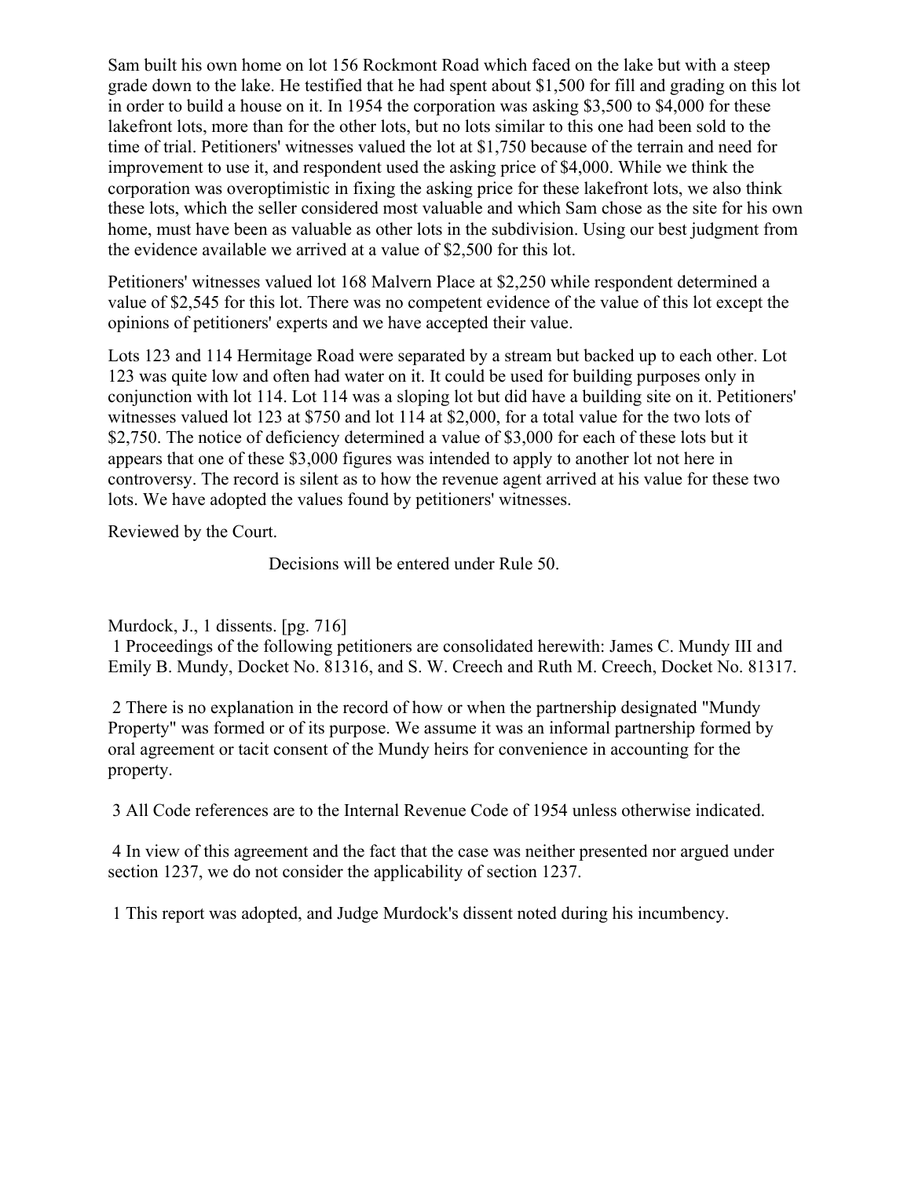Sam built his own home on lot 156 Rockmont Road which faced on the lake but with a steep grade down to the lake. He testified that he had spent about $1,500 for fill and grading on this lot in order to build a house on it. In 1954 the corporation was asking $3,500 to $4,000 for these lakefront lots, more than for the other lots, but no lots similar to this one had been sold to the time of trial. Petitioners' witnesses valued the lot at $1,750 because of the terrain and need for improvement to use it, and respondent used the asking price of $4,000. While we think the corporation was overoptimistic in fixing the asking price for these lakefront lots, we also think these lots, which the seller considered most valuable and which Sam chose as the site for his own home, must have been as valuable as other lots in the subdivision. Using our best judgment from the evidence available we arrived at a value of $2,500 for this lot.

Petitioners' witnesses valued lot 168 Malvern Place at $2,250 while respondent determined a value of $2,545 for this lot. There was no competent evidence of the value of this lot except the opinions of petitioners' experts and we have accepted their value.

Lots 123 and 114 Hermitage Road were separated by a stream but backed up to each other. Lot 123 was quite low and often had water on it. It could be used for building purposes only in conjunction with lot 114. Lot 114 was a sloping lot but did have a building site on it. Petitioners' witnesses valued lot 123 at $750 and lot 114 at $2,000, for a total value for the two lots of $2,750. The notice of deficiency determined a value of $3,000 for each of these lots but it appears that one of these $3,000 figures was intended to apply to another lot not here in controversy. The record is silent as to how the revenue agent arrived at his value for these two lots. We have adopted the values found by petitioners' witnesses.

Reviewed by the Court.

Decisions will be entered under Rule 50.

Murdock, J., [1] dissents. [pg. 716]

1 Proceedings of the following petitioners are consolidated herewith: James C. Mundy III and Emily B. Mundy, Docket No. 81316, and S. W. Creech and Ruth M. Creech, Docket No. 81317.

2 There is no explanation in the record of how or when the partnership designated "Mundy Property" was formed or of its purpose. We assume it was an informal partnership formed by oral agreement or tacit consent of the Mundy heirs for convenience in accounting for the property.

3 All Code references are to the Internal Revenue Code of 1954 unless otherwise indicated.

4 In view of this agreement and the fact that the case was neither presented nor argued under section 1237, we do not consider the applicability of section 1237.

1 This report was adopted, and Judge Murdock's dissent noted during his incumbency.